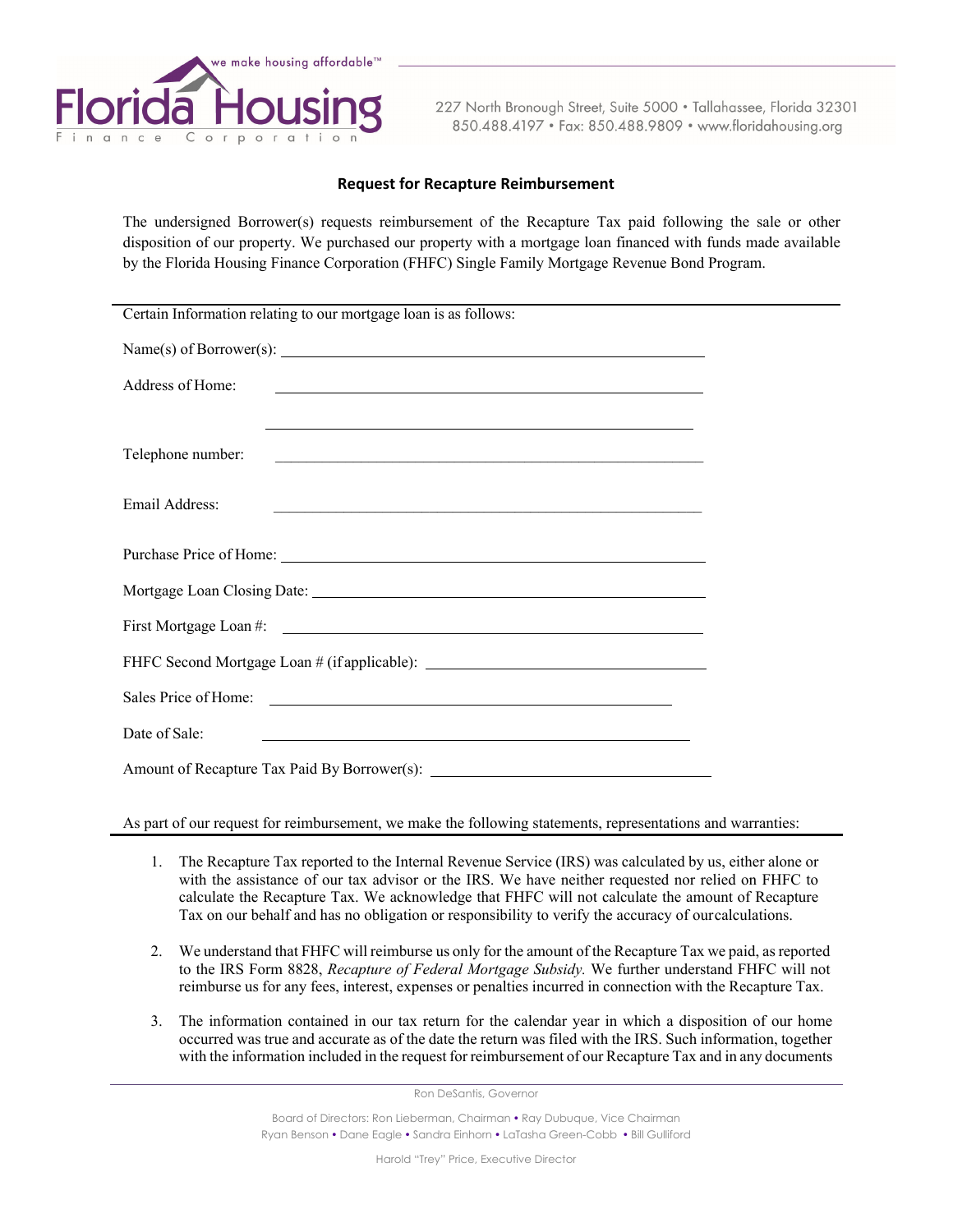Florida Housing Finance Corporation

we make housing affordable™

227 North Bronough Street, Suite 5000 • Tallahassee, Florida 32301
850.488.4197 • Fax: 850.488.9809 • www.floridahousing.org

## Request for Recapture Reimbursement

The undersigned Borrower(s) requests reimbursement of the Recapture Tax paid following the sale or other disposition of our property. We purchased our property with a mortgage loan financed with funds made available by the Florida Housing Finance Corporation (FHFC) Single Family Mortgage Revenue Bond Program.

---

Certain Information relating to our mortgage loan is as follows:

Name(s) of Borrower(s): ______________________________

Address of Home: ______________________________

______________________________

Telephone number: ______________________________

Email Address: ______________________________

Purchase Price of Home: ______________________________

Mortgage Loan Closing Date: ______________________________

First Mortgage Loan #: ______________________________

FHFC Second Mortgage Loan # (if applicable): ______________________________

Sales Price of Home: ______________________________

Date of Sale: ______________________________

Amount of Recapture Tax Paid By Borrower(s): ______________________________

As part of our request for reimbursement, we make the following statements, representations and warranties:

---

1. The Recapture Tax reported to the Internal Revenue Service (IRS) was calculated by us, either alone or with the assistance of our tax advisor or the IRS. We have neither requested nor relied on FHFC to calculate the Recapture Tax. We acknowledge that FHFC will not calculate the amount of Recapture Tax on our behalf and has no obligation or responsibility to verify the accuracy of our calculations.

2. We understand that FHFC will reimburse us only for the amount of the Recapture Tax we paid, as reported to the IRS Form 8828, *Recapture of Federal Mortgage Subsidy.* We further understand FHFC will not reimburse us for any fees, interest, expenses or penalties incurred in connection with the Recapture Tax.

3. The information contained in our tax return for the calendar year in which a disposition of our home occurred was true and accurate as of the date the return was filed with the IRS. Such information, together with the information included in the request for reimbursement of our Recapture Tax and in any documents

Ron DeSantis, Governor

Board of Directors: Ron Lieberman, Chairman • Ray Dubuque, Vice Chairman
Ryan Benson • Dane Eagle • Sandra Einhorn • LaTasha Green-Cobb • Bill Gulliford

Harold "Trey" Price, Executive Director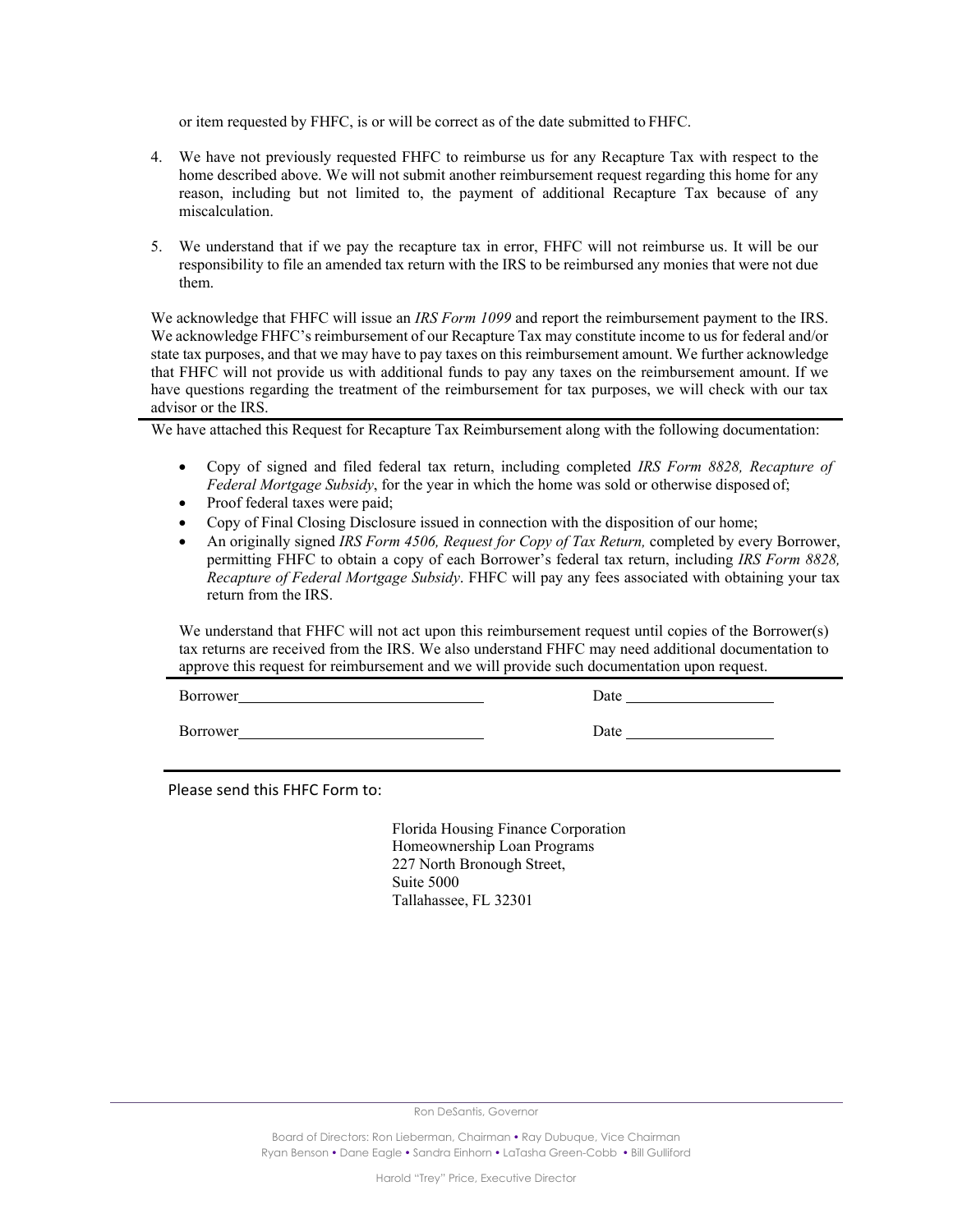or item requested by FHFC, is or will be correct as of the date submitted to FHFC.

4. We have not previously requested FHFC to reimburse us for any Recapture Tax with respect to the home described above. We will not submit another reimbursement request regarding this home for any reason, including but not limited to, the payment of additional Recapture Tax because of any miscalculation.

5. We understand that if we pay the recapture tax in error, FHFC will not reimburse us. It will be our responsibility to file an amended tax return with the IRS to be reimbursed any monies that were not due them.

We acknowledge that FHFC will issue an *IRS Form 1099* and report the reimbursement payment to the IRS. We acknowledge FHFC's reimbursement of our Recapture Tax may constitute income to us for federal and/or state tax purposes, and that we may have to pay taxes on this reimbursement amount. We further acknowledge that FHFC will not provide us with additional funds to pay any taxes on the reimbursement amount. If we have questions regarding the treatment of the reimbursement for tax purposes, we will check with our tax advisor or the IRS.

---

We have attached this Request for Recapture Tax Reimbursement along with the following documentation:

- Copy of signed and filed federal tax return, including completed *IRS Form 8828, Recapture of Federal Mortgage Subsidy*, for the year in which the home was sold or otherwise disposed of;
- Proof federal taxes were paid;
- Copy of Final Closing Disclosure issued in connection with the disposition of our home;
- An originally signed *IRS Form 4506, Request for Copy of Tax Return,* completed by every Borrower, permitting FHFC to obtain a copy of each Borrower's federal tax return, including *IRS Form 8828, Recapture of Federal Mortgage Subsidy*. FHFC will pay any fees associated with obtaining your tax return from the IRS.

We understand that FHFC will not act upon this reimbursement request until copies of the Borrower(s) tax returns are received from the IRS. We also understand FHFC may need additional documentation to approve this request for reimbursement and we will provide such documentation upon request.

---

Borrower________________________________ Date ____________________

Borrower________________________________ Date ____________________

---

Please send this FHFC Form to:

Florida Housing Finance Corporation
Homeownership Loan Programs
227 North Bronough Street,
Suite 5000
Tallahassee, FL 32301

Ron DeSantis, Governor

Board of Directors: Ron Lieberman, Chairman • Ray Dubuque, Vice Chairman
Ryan Benson • Dane Eagle • Sandra Einhorn • LaTasha Green-Cobb • Bill Gulliford

Harold "Trey" Price, Executive Director